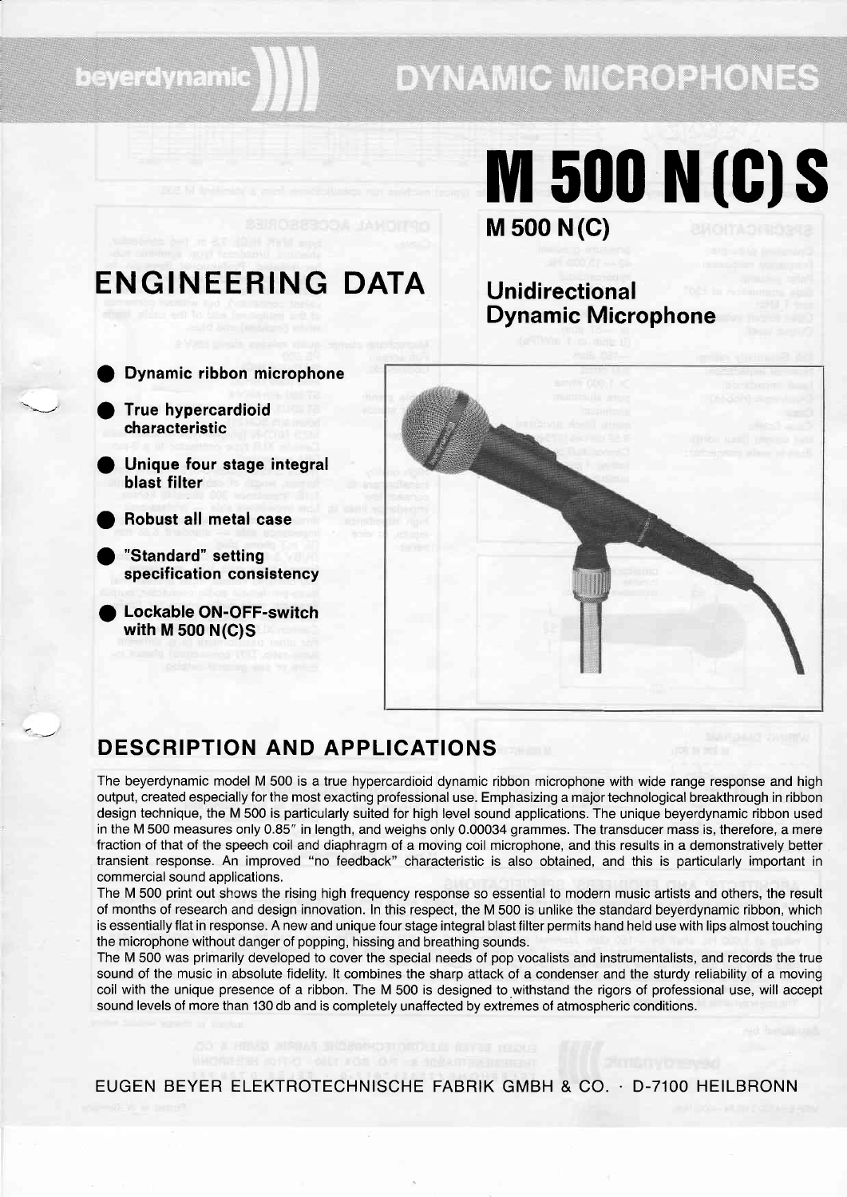beyerdynamic

# DYNAMIC MICROPHONES

# M 500 N(C)S

## M 500 N(C)

## Unidirectional Dynamic Microphone

# ENGINEERING DATA

- **Dynamic ribbon microphone**
- **True hypercardioid characteristic**
- **Unique four stage integral blast filter**
- **Robust all metal case**
- **"Standard" setting specification consistency**
- **Lockable ON-OFF-switch with M 500 N(C)S**

## DESCRIPTION AND APPLICATIONS

The beyerdynamic model M 500 is a true hypercardioid dynamic ribbon microphone with wide range response and high output, created especially for the most exacting professional use. Emphasizing a major technological breakthrough in ribbon design technique, the M 500 is particularly suited for high level sound applications. The unique beyerdynamic ribbon used in the M 500 measures only 0.85" in length, and weighs only 0.00034 grammes. The transducer mass is, therefore, a mere fraction of that of the speech coil and diaphragm of a moving coil microphone, and this results in a demonstratively better transient response. An improved "no feedback" characteristic is also obtained, and this is particularly important in commercial sound applications.

The M 500 print out shows the rising high frequency response so essential to modern music artists and others, the result of months of research and design innovation. In this respect, the M 500 is unlike the standard beyerdynamic ribbon, which is essentially flat in response. A new and unique four stage integral blast filter permits hand held use with lips almost touching the microphone without danger of popping, hissing and breathing sounds.

The M 500 was primarily developed to cover the special needs of pop vocalists and instrumentalists, and records the true sound of the music in absolute fidelity. It combines the sharp attack of a condenser and the sturdy reliability of a moving coil with the unique presence of a ribbon. The M 500 is designed to withstand the rigors of professional use, will accept sound levels of more than 130 db and is completely unaffected by extremes of atmospheric conditions.

EUGEN BEYER ELEKTROTECHNISCHE FABRIK GMBH & CO. · D-7100 HEILBRONN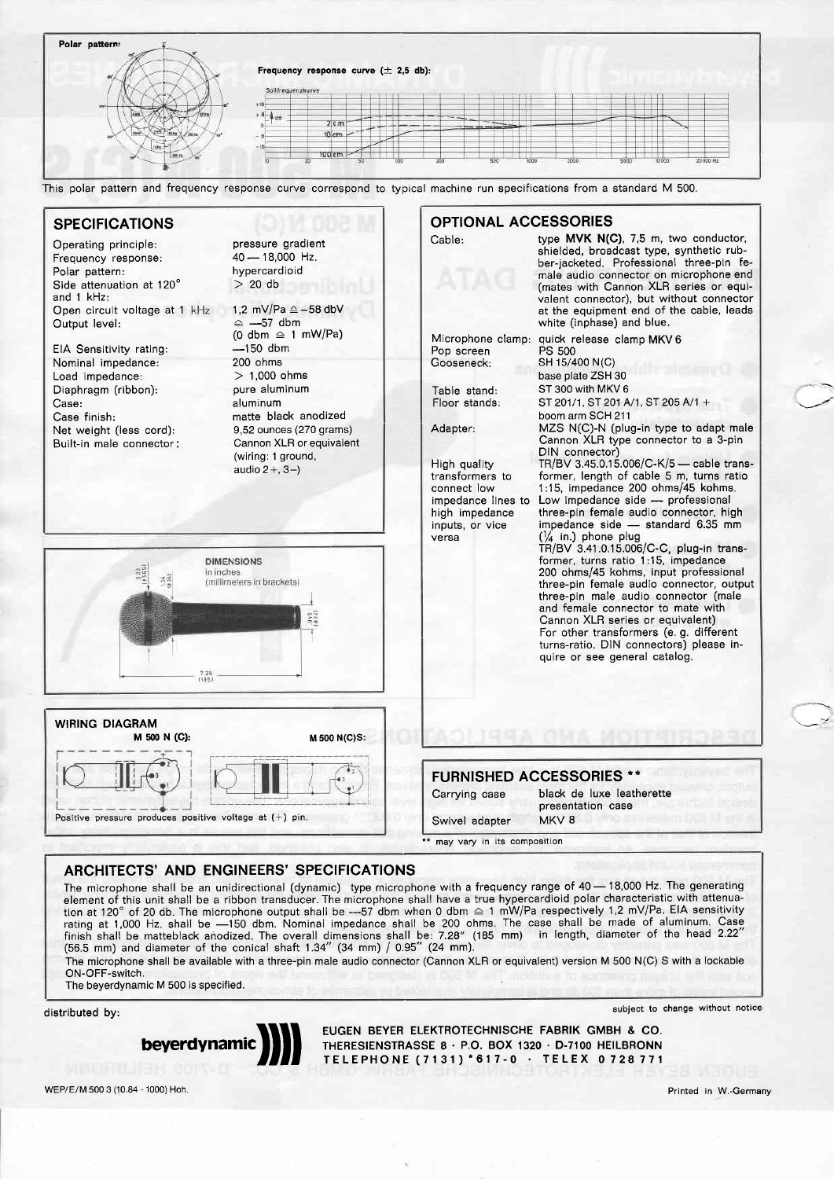**Polar pattern:**

**Frequency response curve (± 2,5 db):**

This polar pattern and frequency response curve correspond to typical machine run specifications from a standard M 500.

## SPECIFICATIONS

| | |
|---|---|
| Operating principle: | pressure gradient |
| Frequency response: | 40 — 18,000 Hz. |
| Polar pattern: | hypercardioid |
| Side attenuation at 120° and 1 kHz: | > 20 db |
| Open circuit voltage at 1 kHz | 1,2 mV/Pa ≙ −58 dbV |
| Output level: | ≙ —57 dbm (0 dbm ≙ 1 mW/Pa) |
| EIA Sensitivity rating: | —150 dbm |
| Nominal impedance: | 200 ohms |
| Load impedance: | > 1,000 ohms |
| Diaphragm (ribbon): | pure aluminum |
| Case: | aluminum |
| Case finish: | matte black anodized |
| Net weight (less cord): | 9,52 ounces (270 grams) |
| Built-in male connector: | Cannon XLR or equivalent (wiring: 1 ground, audio 2 +, 3 −) |

## DIMENSIONS

in inches
(millimeters in brackets)

## WIRING DIAGRAM

M 500 N (C):

M 500 N(C)S:

Positive pressure produces positive voltage at (+) pin.

## OPTIONAL ACCESSORIES

| | |
|---|---|
| Cable: | type **MVK N(C)**, 7,5 m, two conductor, shielded, broadcast type, synthetic rubber-jacketed. Professional three-pin female audio connector on microphone end (mates with Cannon XLR series or equivalent connector), but without connector at the equipment end of the cable, leads white (inphase) and blue. |
| Microphone clamp: | quick release clamp MKV 6 |
| Pop screen | PS 500 |
| Gooseneck: | SH 15/400 N(C) base plate ZSH 30 |
| Table stand: | ST 300 with MKV 6 |
| Floor stands: | ST 201/1, ST 201 A/1, ST 205 A/1 + boom arm SCH 211 |
| Adapter: | MZS N(C)-N (plug-in type to adapt male Cannon XLR type connector to a 3-pin DIN connector) |
| High quality transformers to connect low impedance lines to high impedance inputs, or vice versa | TR/BV 3.45.0.15.006/C-K/5 — cable transformer, length of cable 5 m, turns ratio 1:15, impedance 200 ohms/45 kohms. Low impedance side — professional three-pin female audio connector, high impedance side — standard 6.35 mm (¼ in.) phone plug<br>TR/BV 3.41.0.15.006/C-C, plug-in transformer, turns ratio 1:15, impedance 200 ohms/45 kohms, input professional three-pin female audio connector, output three-pin male audio connector (male and female connector to mate with Cannon XLR series or equivalent)<br>For other transformers (e. g. different turns-ratio, DIN connectors) please inquire or see general catalog. |

## FURNISHED ACCESSORIES **

| | |
|---|---|
| Carrying case | black de luxe leatherette presentation case |
| Swivel adapter | MKV 8 |

** may vary in its composition

## ARCHITECTS' AND ENGINEERS' SPECIFICATIONS

The microphone shall be an unidirectional (dynamic) type microphone with a frequency range of 40 — 18,000 Hz. The generating element of this unit shall be a ribbon transducer. The microphone shall have a true hypercardioid polar characteristic with attenuation at 120° of 20 db. The microphone output shall be —57 dbm when 0 dbm ≙ 1 mW/Pa respectively 1,2 mV/Pa. EIA sensitivity rating at 1,000 Hz. shall be —150 dbm. Nominal impedance shall be 200 ohms. The case shall be made of aluminum. Case finish shall be matteblack anodized. The overall dimensions shall be: 7.28" (185 mm) in length, diameter of the head 2.22" (56.5 mm) and diameter of the conical shaft 1.34" (34 mm) / 0.95" (24 mm).

The microphone shall be available with a three-pin male audio connector (Cannon XLR or equivalent) version M 500 N(C) S with a lockable ON-OFF-switch.

The beyerdynamic M 500 is specified.

distributed by:

subject to change without notice

beyerdynamic

EUGEN BEYER ELEKTROTECHNISCHE FABRIK GMBH & CO.
THERESIENSTRASSE 8 · P.O. BOX 1320 · D-7100 HEILBRONN
TELEPHONE (7131) *617-0 · TELEX 0 728 771

WEP/E/M 500 3 (10.84 - 1000) Hoh.

Printed in W.-Germany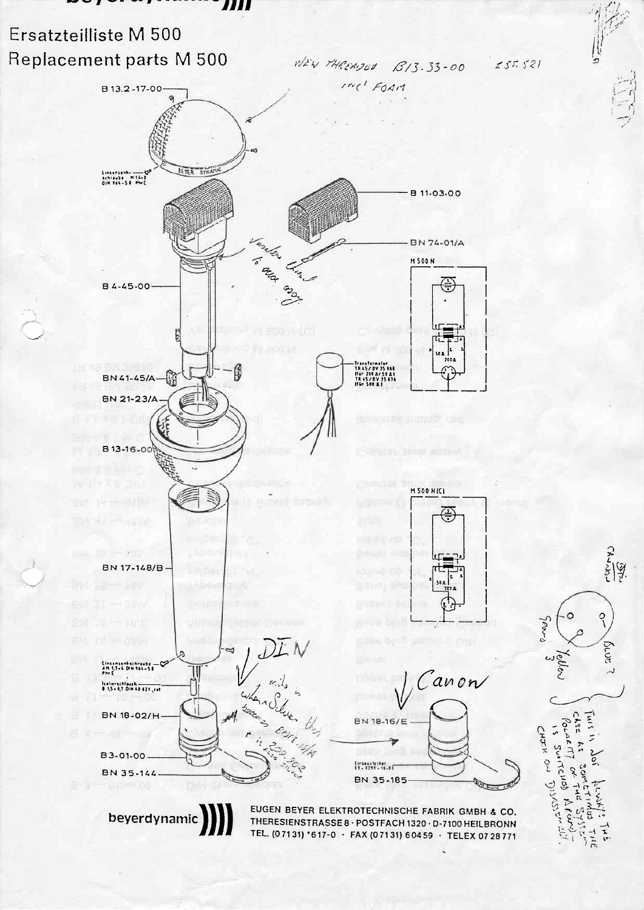# Ersatzteilliste M 500

# Replacement parts M 500

NEW THREADED B13-33-00 £55.521

INC' FOAM

B 13.2-17-00

Linsensenkschraube M 1,6×3 DIN 964-5.8 PH-C

B 11-03-00

BN 74-01/A

M 500 N

Varnalex thinned to avoid decay

B 4-45-00

Transformator TR 45/BV 35 888 (für 200 Ω/50 Ω) TR 45/BV 35 874 (für 500 Ω)

50 Ω

200 Ω

BN 41-45/A

BN 21-23/A

B 13-16-00

M 500 N(C)

50 Ω

200 Ω

BN 17-148/B

Linsensenkschraube AM 1,7×4 DIN 964-5.8 PH-C

Isolierschlauch B 1,5×0,7 DIN 40 621 rot

DIN

Canon

BN 18-02/H

BN 18-16/E

B 3-01-00

BN 35-144

BN 35-185

Einbaustecker XV-029F/16-03

CANNON

Spare 3

Yellow

Blue 2

THIS IS NOT ALWAYS THE CASE AS SOMETIMES THE POLARITY OF THE SYSTEM IS SWITCHED AROUND. CHECK ON DISASSEMBLY.

beyerdynamic

EUGEN BEYER ELEKTROTECHNISCHE FABRIK GMBH & CO.
THERESIENSTRASSE 8 · POSTFACH 1320 · D-7100 HEILBRONN
TEL. (07131) *617-0 · FAX (07131) 60459 · TELEX 07 28 771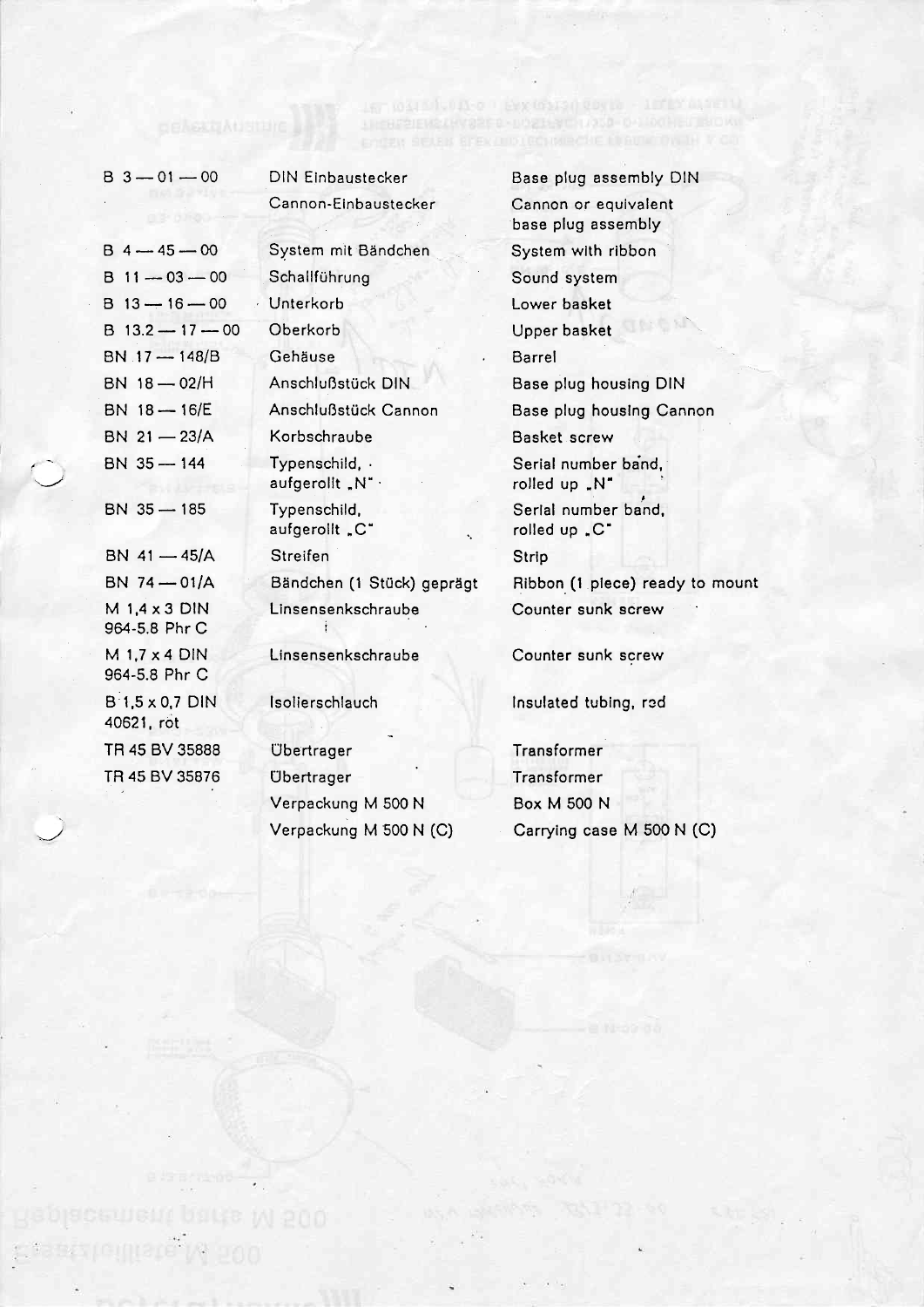| | | |
|---|---|---|
| B 3 — 01 — 00 | DIN Einbaustecker | Base plug assembly DIN |
| | Cannon-Einbaustecker | Cannon or equivalent base plug assembly |
| B 4 — 45 — 00 | System mit Bändchen | System with ribbon |
| B 11 — 03 — 00 | Schallführung | Sound system |
| B 13 — 16 — 00 | Unterkorb | Lower basket |
| B 13.2 — 17 — 00 | Oberkorb | Upper basket |
| BN 17 — 148/B | Gehäuse | Barrel |
| BN 18 — 02/H | Anschlußstück DIN | Base plug housing DIN |
| BN 18 — 16/E | Anschlußstück Cannon | Base plug housing Cannon |
| BN 21 — 23/A | Korbschraube | Basket screw |
| BN 35 — 144 | Typenschild, aufgerollt „N" | Serial number band, rolled up „N" |
| BN 35 — 185 | Typenschild, aufgerollt „C" | Serial number band, rolled up „C" |
| BN 41 — 45/A | Streifen | Strip |
| BN 74 — 01/A | Bändchen (1 Stück) geprägt | Ribbon (1 piece) ready to mount |
| M 1,4 x 3 DIN 964-5.8 Phr C | Linsensenkschraube | Counter sunk screw |
| M 1,7 x 4 DIN 964-5.8 Phr C | Linsensenkschraube | Counter sunk screw |
| B 1,5 x 0,7 DIN 40621, rot | Isolierschlauch | Insulated tubing, red |
| TR 45 BV 35888 | Übertrager | Transformer |
| TR 45 BV 35876 | Übertrager | Transformer |
| | Verpackung M 500 N | Box M 500 N |
| | Verpackung M 500 N (C) | Carrying case M 500 N (C) |